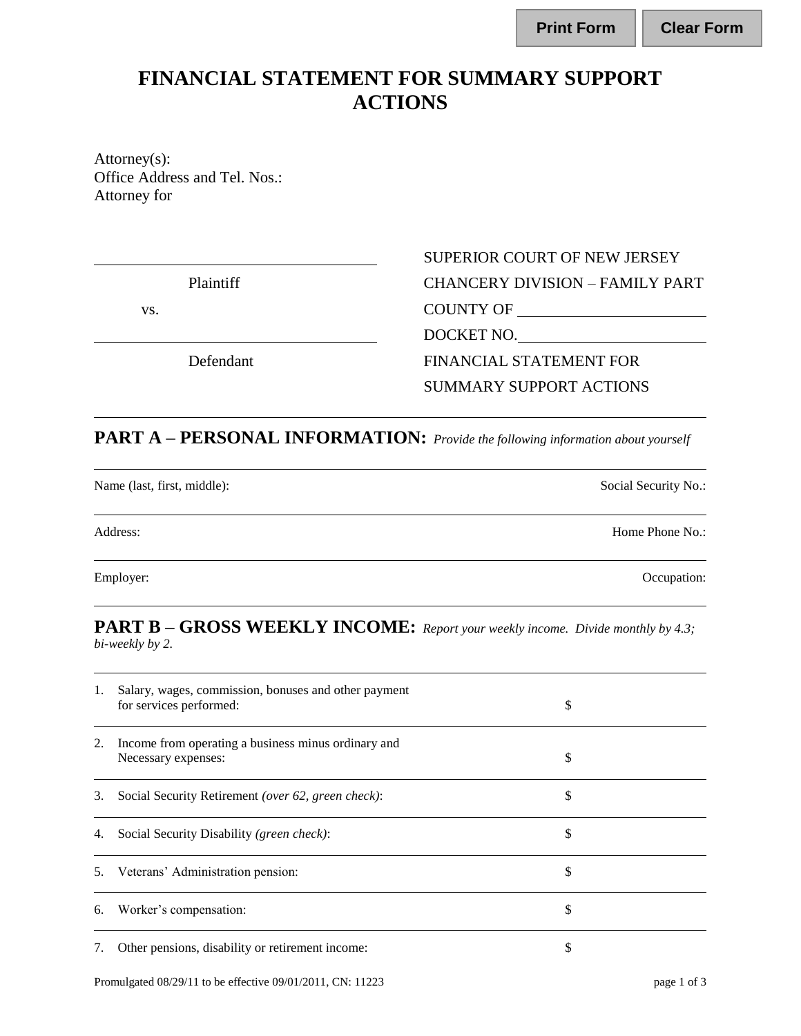Print Form | Clear Form

# FINANCIAL STATEMENT FOR SUMMARY SUPPORT ACTIONS

Attorney(s):
Office Address and Tel. Nos.:
Attorney for

| | |
|---|---|
| ______________________________ | SUPERIOR COURT OF NEW JERSEY |
| Plaintiff | CHANCERY DIVISION – FAMILY PART |
| vs. | COUNTY OF ______________________ |
| ______________________________ | DOCKET NO. ______________________ |
| Defendant | FINANCIAL STATEMENT FOR SUMMARY SUPPORT ACTIONS |

## PART A – PERSONAL INFORMATION: *Provide the following information about yourself*

| | |
|---|---|
| Name (last, first, middle): | Social Security No.: |
| Address: | Home Phone No.: |
| Employer: | Occupation: |

## PART B – GROSS WEEKLY INCOME: *Report your weekly income. Divide monthly by 4.3; bi-weekly by 2.*

| | | |
|---|---|---|
| 1. | Salary, wages, commission, bonuses and other payment for services performed: | $ |
| 2. | Income from operating a business minus ordinary and Necessary expenses: | $ |
| 3. | Social Security Retirement *(over 62, green check)*: | $ |
| 4. | Social Security Disability *(green check)*: | $ |
| 5. | Veterans' Administration pension: | $ |
| 6. | Worker's compensation: | $ |
| 7. | Other pensions, disability or retirement income: | $ |

Promulgated 08/29/11 to be effective 09/01/2011, CN: 11223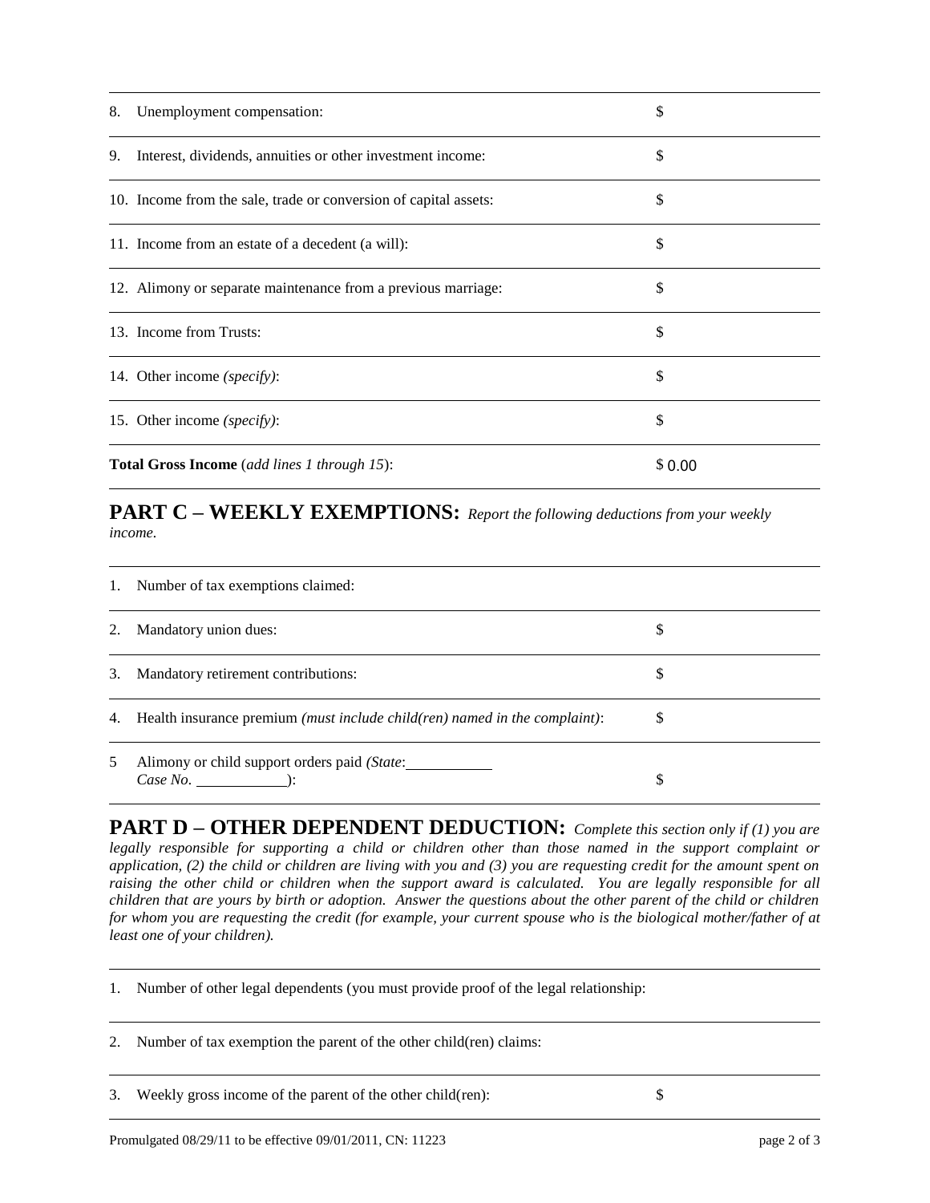| | |
|---|---|
| 8. Unemployment compensation: | $ |
| 9. Interest, dividends, annuities or other investment income: | $ |
| 10. Income from the sale, trade or conversion of capital assets: | $ |
| 11. Income from an estate of a decedent (a will): | $ |
| 12. Alimony or separate maintenance from a previous marriage: | $ |
| 13. Income from Trusts: | $ |
| 14. Other income *(specify)*: | $ |
| 15. Other income *(specify)*: | $ |
| **Total Gross Income** (*add lines 1 through 15*): | $ 0.00 |

## PART C – WEEKLY EXEMPTIONS: *Report the following deductions from your weekly income.*

| | |
|---|---|
| 1. Number of tax exemptions claimed: | |
| 2. Mandatory union dues: | $ |
| 3. Mandatory retirement contributions: | $ |
| 4. Health insurance premium *(must include child(ren) named in the complaint)*: | $ |
| 5 Alimony or child support orders paid *(State*: ____________ *Case No*. ____________): | $ |

## PART D – OTHER DEPENDENT DEDUCTION: *Complete this section only if (1) you are legally responsible for supporting a child or children other than those named in the support complaint or application, (2) the child or children are living with you and (3) you are requesting credit for the amount spent on raising the other child or children when the support award is calculated. You are legally responsible for all children that are yours by birth or adoption. Answer the questions about the other parent of the child or children for whom you are requesting the credit (for example, your current spouse who is the biological mother/father of at least one of your children).*

| | |
|---|---|
| 1. Number of other legal dependents (you must provide proof of the legal relationship: | |
| 2. Number of tax exemption the parent of the other child(ren) claims: | |
| 3. Weekly gross income of the parent of the other child(ren): | $ |

Promulgated 08/29/11 to be effective 09/01/2011, CN: 11223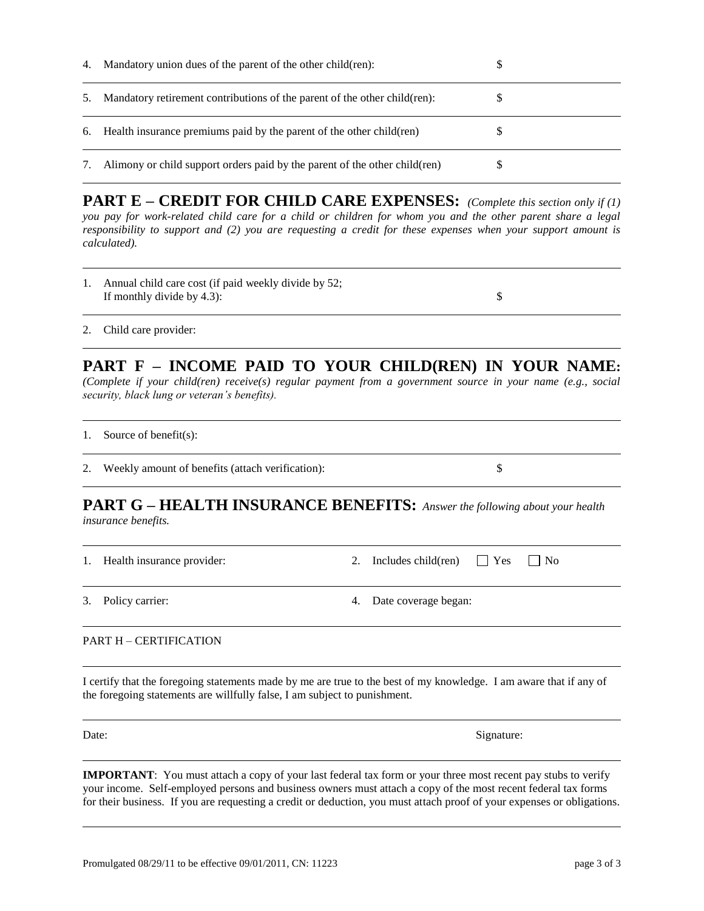4. Mandatory union dues of the parent of the other child(ren): $

5. Mandatory retirement contributions of the parent of the other child(ren): $

6. Health insurance premiums paid by the parent of the other child(ren) $

7. Alimony or child support orders paid by the parent of the other child(ren) $

## PART E – CREDIT FOR CHILD CARE EXPENSES:

*(Complete this section only if (1) you pay for work-related child care for a child or children for whom you and the other parent share a legal responsibility to support and (2) you are requesting a credit for these expenses when your support amount is calculated).*

1. Annual child care cost (if paid weekly divide by 52; If monthly divide by 4.3): $

2. Child care provider:

## PART F – INCOME PAID TO YOUR CHILD(REN) IN YOUR NAME:

*(Complete if your child(ren) receive(s) regular payment from a government source in your name (e.g., social security, black lung or veteran's benefits).*

1. Source of benefit(s):

2. Weekly amount of benefits (attach verification): $

## PART G – HEALTH INSURANCE BENEFITS:

*Answer the following about your health insurance benefits.*

1. Health insurance provider:
2. Includes child(ren) ☐ Yes ☐ No
3. Policy carrier:
4. Date coverage began:

PART H – CERTIFICATION

I certify that the foregoing statements made by me are true to the best of my knowledge. I am aware that if any of the foregoing statements are willfully false, I am subject to punishment.

Date: Signature:

**IMPORTANT**: You must attach a copy of your last federal tax form or your three most recent pay stubs to verify your income. Self-employed persons and business owners must attach a copy of the most recent federal tax forms for their business. If you are requesting a credit or deduction, you must attach proof of your expenses or obligations.

Promulgated 08/29/11 to be effective 09/01/2011, CN: 11223